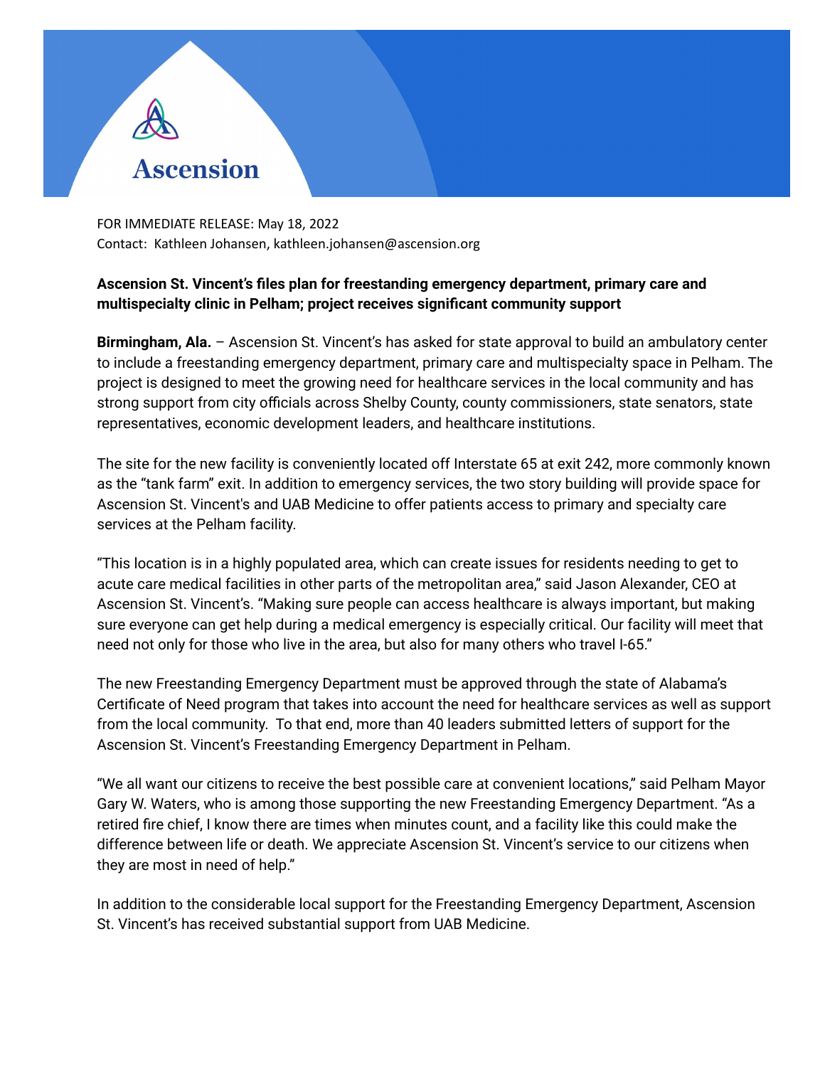Ascension

FOR IMMEDIATE RELEASE: May 18, 2022
Contact: Kathleen Johansen, kathleen.johansen@ascension.org

**Ascension St. Vincent's files plan for freestanding emergency department, primary care and multispecialty clinic in Pelham; project receives significant community support**

**Birmingham, Ala.** – Ascension St. Vincent's has asked for state approval to build an ambulatory center to include a freestanding emergency department, primary care and multispecialty space in Pelham. The project is designed to meet the growing need for healthcare services in the local community and has strong support from city officials across Shelby County, county commissioners, state senators, state representatives, economic development leaders, and healthcare institutions.

The site for the new facility is conveniently located off Interstate 65 at exit 242, more commonly known as the "tank farm" exit. In addition to emergency services, the two story building will provide space for Ascension St. Vincent's and UAB Medicine to offer patients access to primary and specialty care services at the Pelham facility.

"This location is in a highly populated area, which can create issues for residents needing to get to acute care medical facilities in other parts of the metropolitan area," said Jason Alexander, CEO at Ascension St. Vincent's. "Making sure people can access healthcare is always important, but making sure everyone can get help during a medical emergency is especially critical. Our facility will meet that need not only for those who live in the area, but also for many others who travel I-65."

The new Freestanding Emergency Department must be approved through the state of Alabama's Certificate of Need program that takes into account the need for healthcare services as well as support from the local community. To that end, more than 40 leaders submitted letters of support for the Ascension St. Vincent's Freestanding Emergency Department in Pelham.

"We all want our citizens to receive the best possible care at convenient locations," said Pelham Mayor Gary W. Waters, who is among those supporting the new Freestanding Emergency Department. "As a retired fire chief, I know there are times when minutes count, and a facility like this could make the difference between life or death. We appreciate Ascension St. Vincent's service to our citizens when they are most in need of help."

In addition to the considerable local support for the Freestanding Emergency Department, Ascension St. Vincent's has received substantial support from UAB Medicine.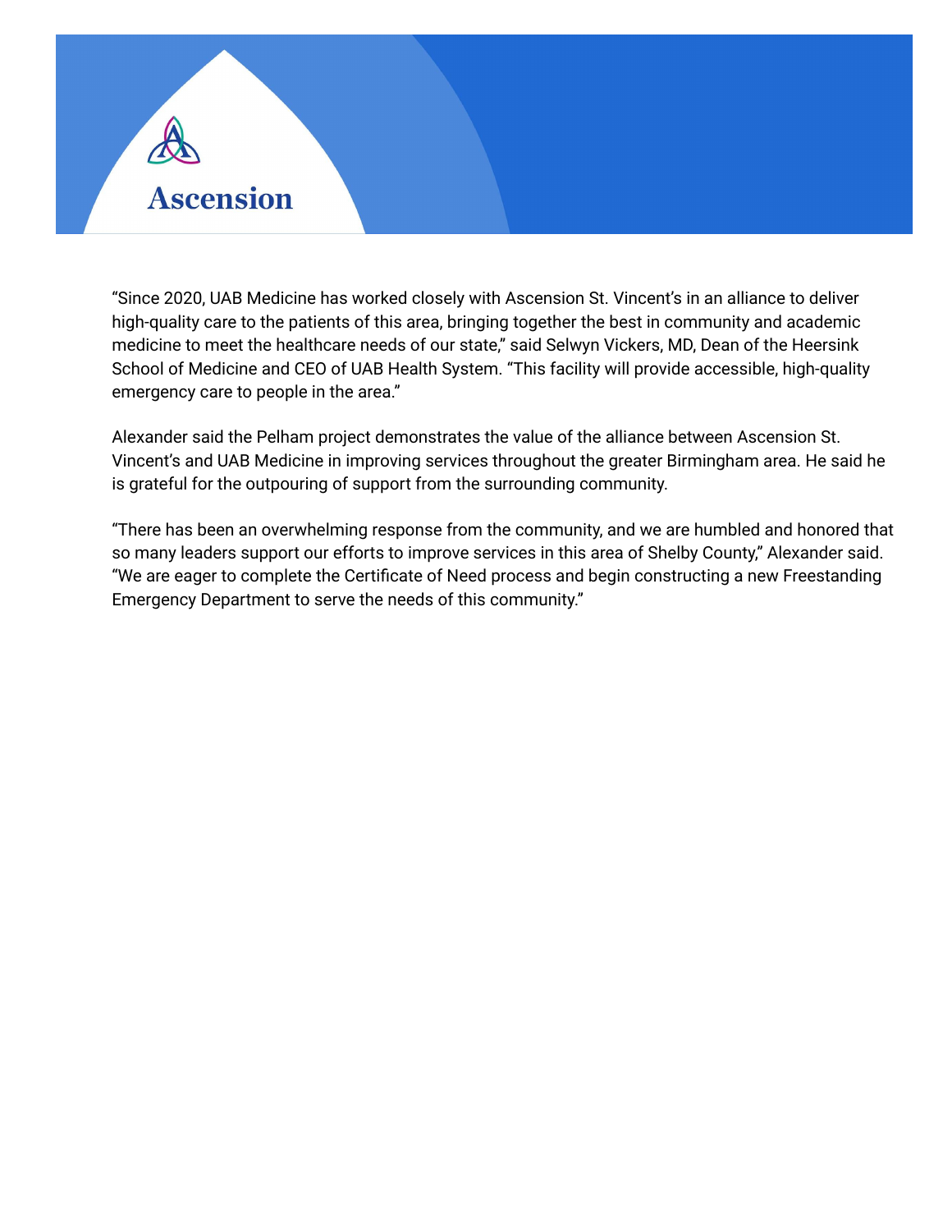"Since 2020, UAB Medicine has worked closely with Ascension St. Vincent's in an alliance to deliver high-quality care to the patients of this area, bringing together the best in community and academic medicine to meet the healthcare needs of our state," said Selwyn Vickers, MD, Dean of the Heersink School of Medicine and CEO of UAB Health System. "This facility will provide accessible, high-quality emergency care to people in the area."

Alexander said the Pelham project demonstrates the value of the alliance between Ascension St. Vincent's and UAB Medicine in improving services throughout the greater Birmingham area. He said he is grateful for the outpouring of support from the surrounding community.

"There has been an overwhelming response from the community, and we are humbled and honored that so many leaders support our efforts to improve services in this area of Shelby County," Alexander said. "We are eager to complete the Certificate of Need process and begin constructing a new Freestanding Emergency Department to serve the needs of this community."